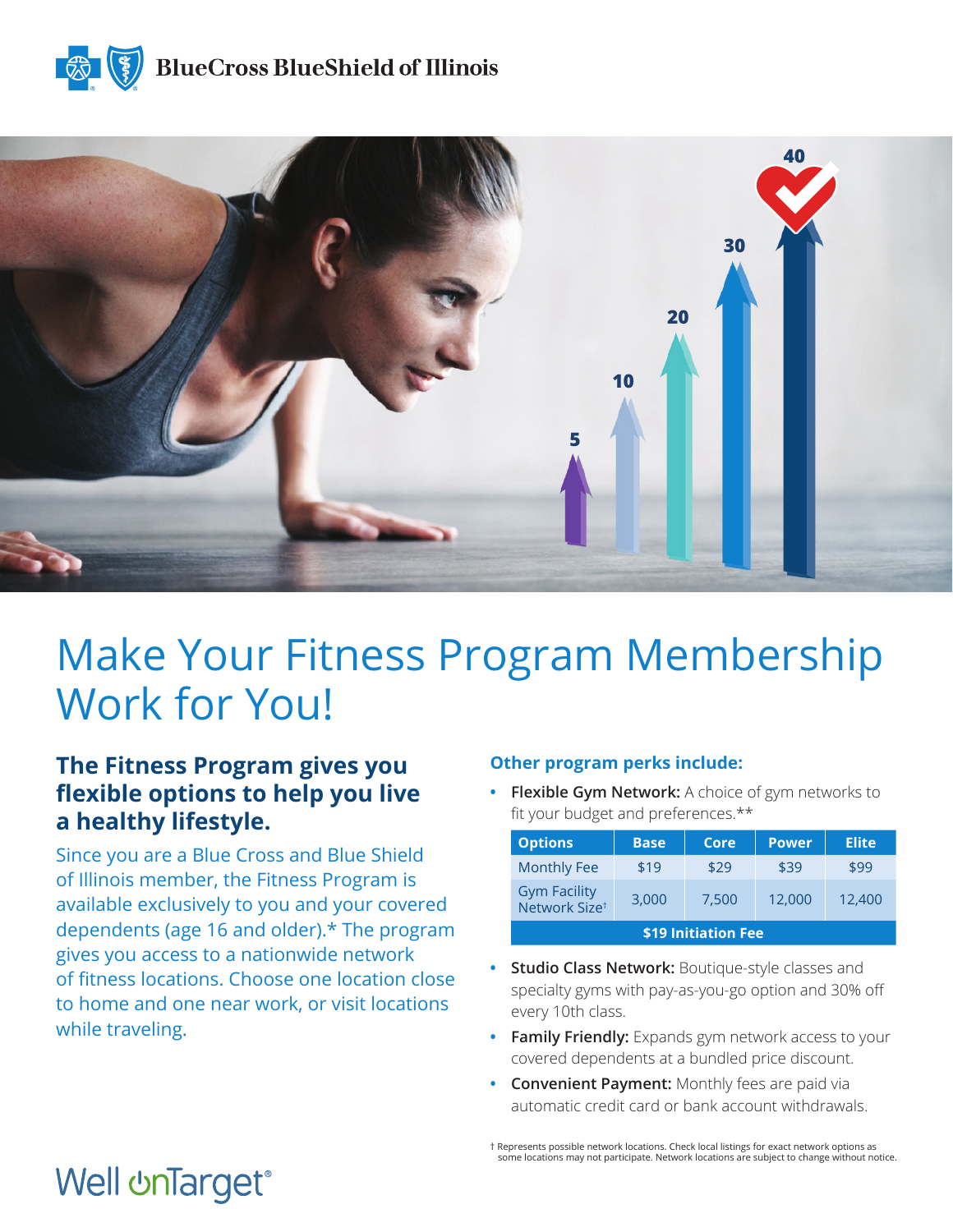BlueCross BlueShield of Illinois

# Make Your Fitness Program Membership Work for You!

## The Fitness Program gives you flexible options to help you live a healthy lifestyle.

Since you are a Blue Cross and Blue Shield of Illinois member, the Fitness Program is available exclusively to you and your covered dependents (age 16 and older).* The program gives you access to a nationwide network of fitness locations. Choose one location close to home and one near work, or visit locations while traveling.

### Other program perks include:

- **Flexible Gym Network:** A choice of gym networks to fit your budget and preferences.**

| Options | Base | Core | Power | Elite |
|---|---|---|---|---|
| Monthly Fee | $19 | $29 | $39 | $99 |
| Gym Facility Network Size† | 3,000 | 7,500 | 12,000 | 12,400 |
| **$19 Initiation Fee** | | | | |

- **Studio Class Network:** Boutique-style classes and specialty gyms with pay-as-you-go option and 30% off every 10th class.
- **Family Friendly:** Expands gym network access to your covered dependents at a bundled price discount.
- **Convenient Payment:** Monthly fees are paid via automatic credit card or bank account withdrawals.

† Represents possible network locations. Check local listings for exact network options as some locations may not participate. Network locations are subject to change without notice.

Well onTarget®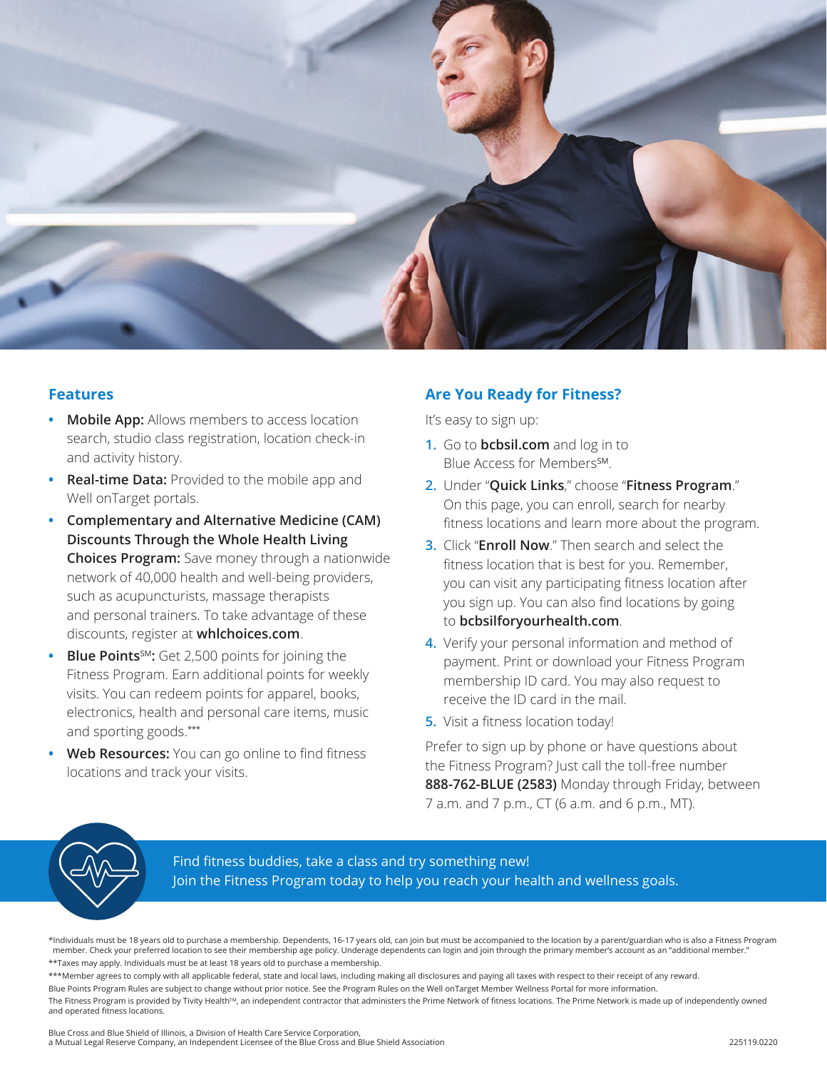## Features

- **Mobile App:** Allows members to access location search, studio class registration, location check-in and activity history.
- **Real-time Data:** Provided to the mobile app and Well onTarget portals.
- **Complementary and Alternative Medicine (CAM) Discounts Through the Whole Health Living Choices Program:** Save money through a nationwide network of 40,000 health and well-being providers, such as acupuncturists, massage therapists and personal trainers. To take advantage of these discounts, register at **whlchoices.com**.
- **Blue Points℠:** Get 2,500 points for joining the Fitness Program. Earn additional points for weekly visits. You can redeem points for apparel, books, electronics, health and personal care items, music and sporting goods.***
- **Web Resources:** You can go online to find fitness locations and track your visits.

## Are You Ready for Fitness?

It's easy to sign up:

1. Go to **bcbsil.com** and log in to Blue Access for Members℠.
2. Under "**Quick Links**," choose "**Fitness Program**." On this page, you can enroll, search for nearby fitness locations and learn more about the program.
3. Click "**Enroll Now**." Then search and select the fitness location that is best for you. Remember, you can visit any participating fitness location after you sign up. You can also find locations by going to **bcbsilforyourhealth.com**.
4. Verify your personal information and method of payment. Print or download your Fitness Program membership ID card. You may also request to receive the ID card in the mail.
5. Visit a fitness location today!

Prefer to sign up by phone or have questions about the Fitness Program? Just call the toll-free number **888-762-BLUE (2583)** Monday through Friday, between 7 a.m. and 7 p.m., CT (6 a.m. and 6 p.m., MT).

Find fitness buddies, take a class and try something new!
Join the Fitness Program today to help you reach your health and wellness goals.

*Individuals must be 18 years old to purchase a membership. Dependents, 16-17 years old, can join but must be accompanied to the location by a parent/guardian who is also a Fitness Program member. Check your preferred location to see their membership age policy. Underage dependents can login and join through the primary member's account as an "additional member."

**Taxes may apply. Individuals must be at least 18 years old to purchase a membership.

***Member agrees to comply with all applicable federal, state and local laws, including making all disclosures and paying all taxes with respect to their receipt of any reward.

Blue Points Program Rules are subject to change without prior notice. See the Program Rules on the Well onTarget Member Wellness Portal for more information.

The Fitness Program is provided by Tivity Health™, an independent contractor that administers the Prime Network of fitness locations. The Prime Network is made up of independently owned and operated fitness locations.

Blue Cross and Blue Shield of Illinois, a Division of Health Care Service Corporation, a Mutual Legal Reserve Company, an Independent Licensee of the Blue Cross and Blue Shield Association

225119.0220